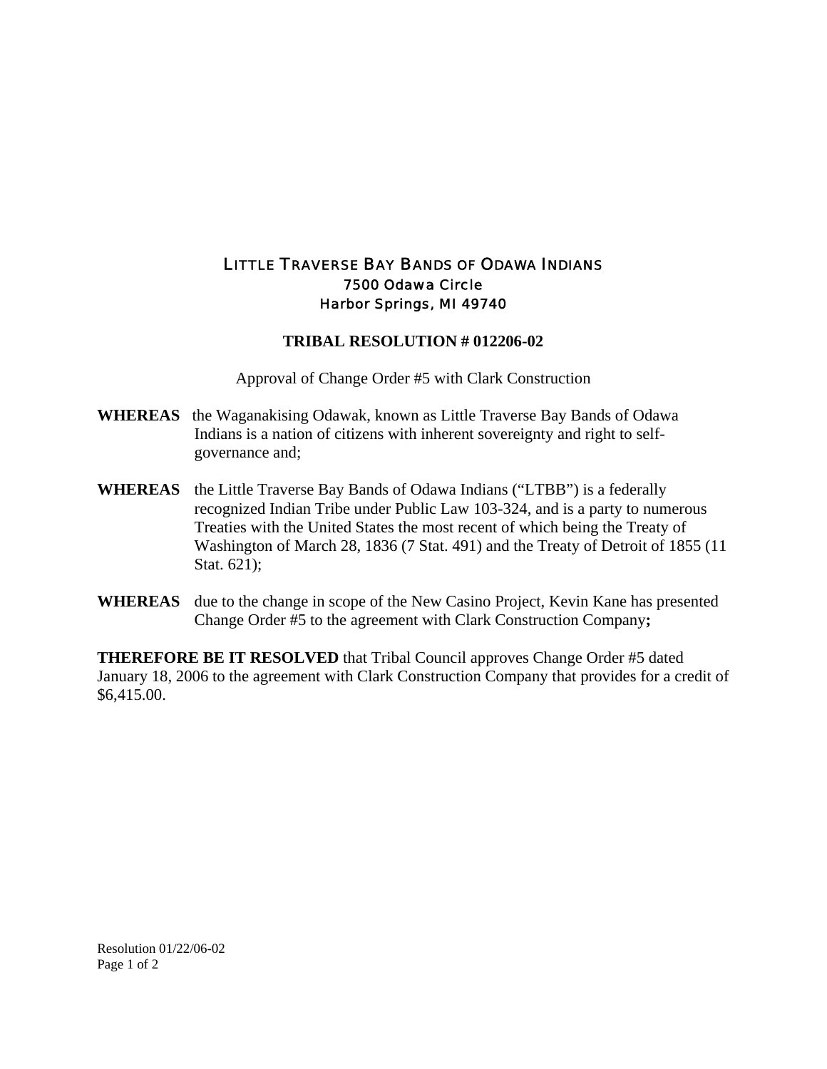# LITTLE TRAVERSE BAY BANDS OF ODAWA INDIANS

7500 Odawa Circle
Harbor Springs, MI 49740

## TRIBAL RESOLUTION # 012206-02

Approval of Change Order #5 with Clark Construction

**WHEREAS** the Waganakising Odawak, known as Little Traverse Bay Bands of Odawa Indians is a nation of citizens with inherent sovereignty and right to self-governance and;

**WHEREAS** the Little Traverse Bay Bands of Odawa Indians ("LTBB") is a federally recognized Indian Tribe under Public Law 103-324, and is a party to numerous Treaties with the United States the most recent of which being the Treaty of Washington of March 28, 1836 (7 Stat. 491) and the Treaty of Detroit of 1855 (11 Stat. 621);

**WHEREAS** due to the change in scope of the New Casino Project, Kevin Kane has presented Change Order #5 to the agreement with Clark Construction Company**;**

**THEREFORE BE IT RESOLVED** that Tribal Council approves Change Order #5 dated January 18, 2006 to the agreement with Clark Construction Company that provides for a credit of $6,415.00.

Resolution 01/22/06-02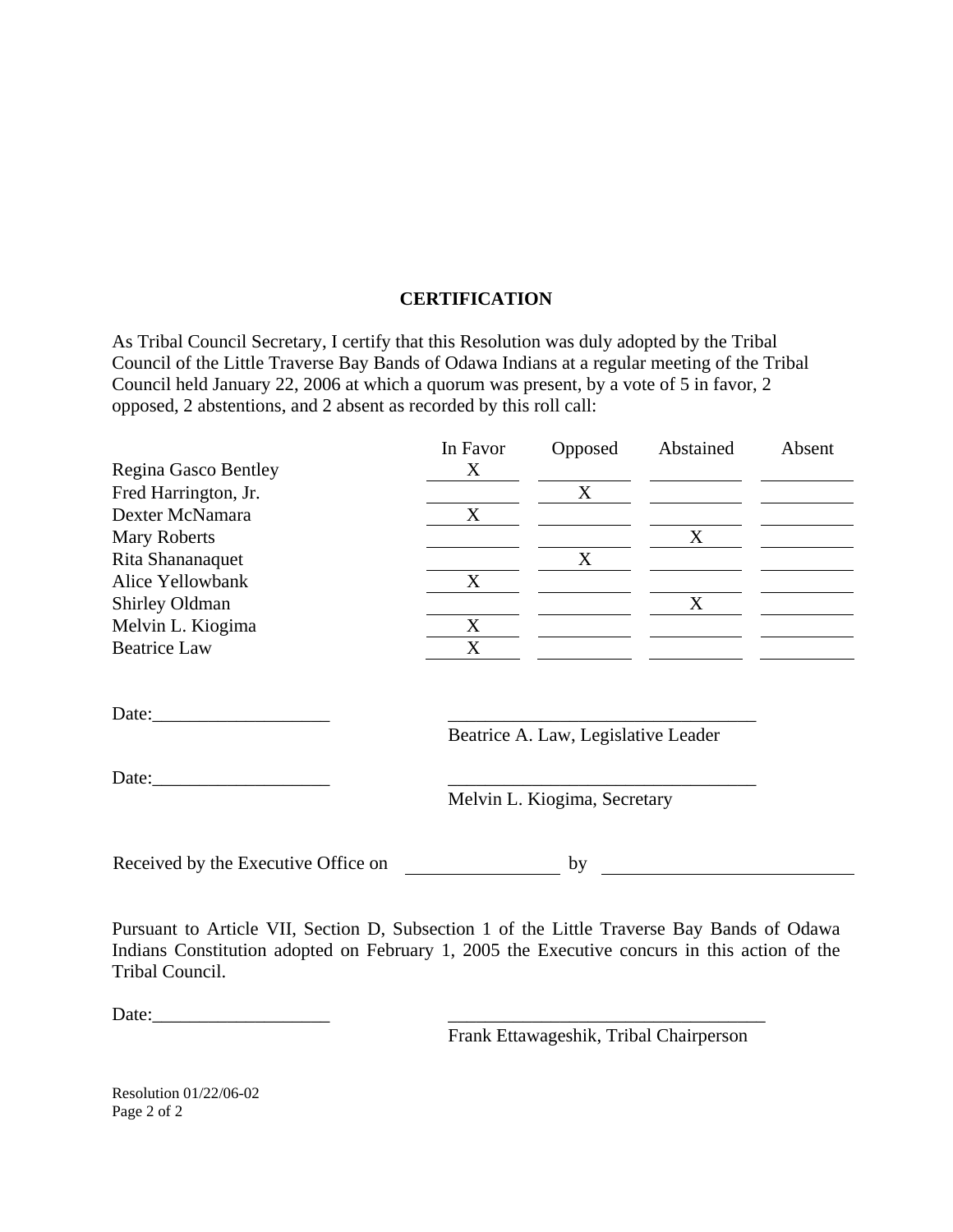**CERTIFICATION**

As Tribal Council Secretary, I certify that this Resolution was duly adopted by the Tribal Council of the Little Traverse Bay Bands of Odawa Indians at a regular meeting of the Tribal Council held January 22, 2006 at which a quorum was present, by a vote of 5 in favor, 2 opposed, 2 abstentions, and 2 absent as recorded by this roll call:

| | In Favor | Opposed | Abstained | Absent |
|---|---|---|---|---|
| Regina Gasco Bentley | X | | | |
| Fred Harrington, Jr. | | X | | |
| Dexter McNamara | X | | | |
| Mary Roberts | | | X | |
| Rita Shananaquet | | X | | |
| Alice Yellowbank | X | | | |
| Shirley Oldman | | | X | |
| Melvin L. Kiogima | X | | | |
| Beatrice Law | X | | | |

Date:___________________ ________________________________
Beatrice A. Law, Legislative Leader

Date:___________________ ________________________________
Melvin L. Kiogima, Secretary

Received by the Executive Office on _______________ by _________________________

Pursuant to Article VII, Section D, Subsection 1 of the Little Traverse Bay Bands of Odawa Indians Constitution adopted on February 1, 2005 the Executive concurs in this action of the Tribal Council.

Date:___________________ ________________________________
Frank Ettawageshik, Tribal Chairperson

Resolution 01/22/06-02